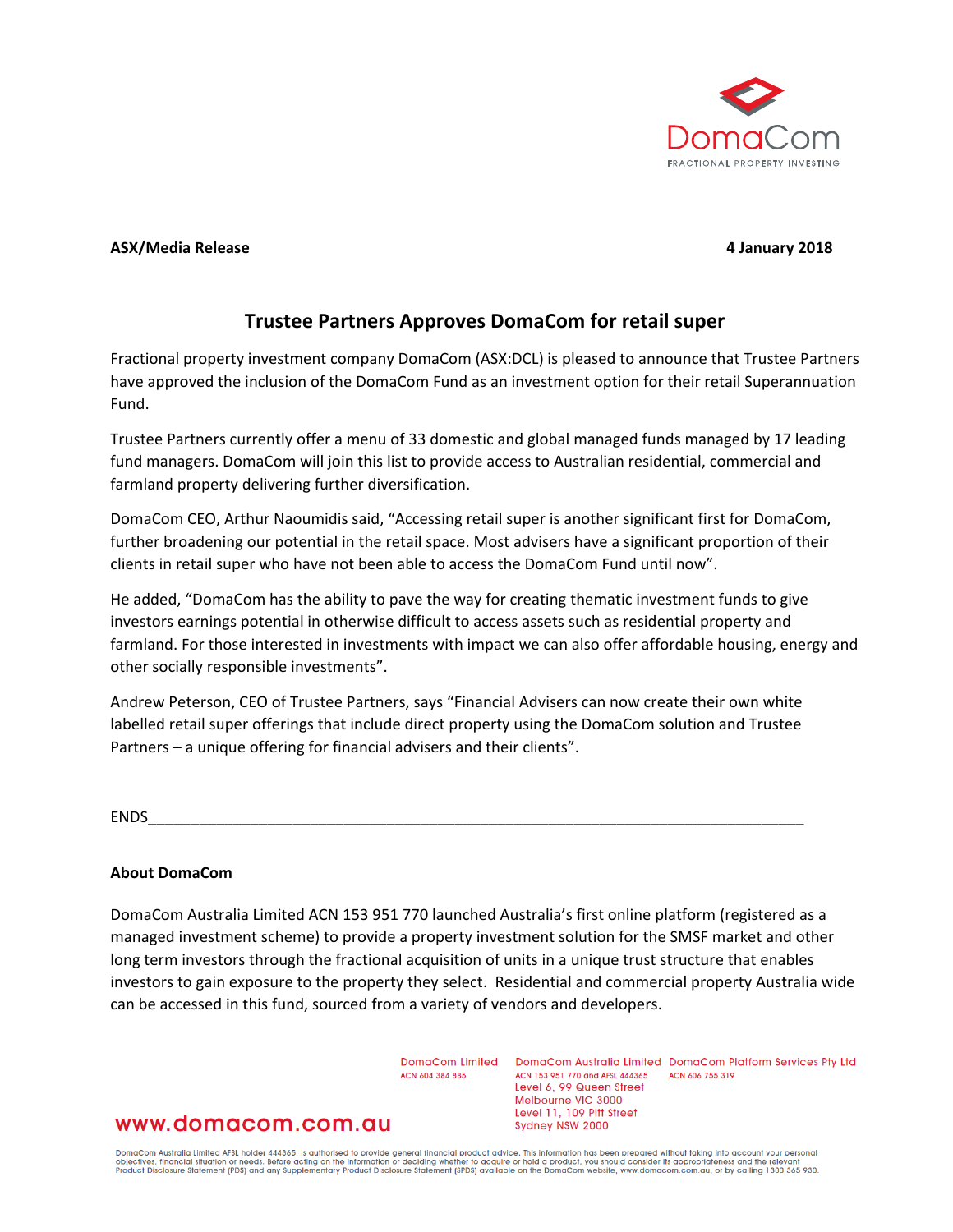DomaCom
FRACTIONAL PROPERTY INVESTING

**ASX/Media Release** **4 January 2018**

## Trustee Partners Approves DomaCom for retail super

Fractional property investment company DomaCom (ASX:DCL) is pleased to announce that Trustee Partners have approved the inclusion of the DomaCom Fund as an investment option for their retail Superannuation Fund.

Trustee Partners currently offer a menu of 33 domestic and global managed funds managed by 17 leading fund managers. DomaCom will join this list to provide access to Australian residential, commercial and farmland property delivering further diversification.

DomaCom CEO, Arthur Naoumidis said, "Accessing retail super is another significant first for DomaCom, further broadening our potential in the retail space. Most advisers have a significant proportion of their clients in retail super who have not been able to access the DomaCom Fund until now".

He added, "DomaCom has the ability to pave the way for creating thematic investment funds to give investors earnings potential in otherwise difficult to access assets such as residential property and farmland. For those interested in investments with impact we can also offer affordable housing, energy and other socially responsible investments".

Andrew Peterson, CEO of Trustee Partners, says "Financial Advisers can now create their own white labelled retail super offerings that include direct property using the DomaCom solution and Trustee Partners – a unique offering for financial advisers and their clients".

ENDS

**About DomaCom**

DomaCom Australia Limited ACN 153 951 770 launched Australia's first online platform (registered as a managed investment scheme) to provide a property investment solution for the SMSF market and other long term investors through the fractional acquisition of units in a unique trust structure that enables investors to gain exposure to the property they select. Residential and commercial property Australia wide can be accessed in this fund, sourced from a variety of vendors and developers.

DomaCom Limited
ACN 604 384 885

DomaCom Australia Limited
ACN 153 951 770 and AFSL 444365
Level 6, 99 Queen Street
Melbourne VIC 3000
Level 11, 109 Pitt Street
Sydney NSW 2000

DomaCom Platform Services Pty Ltd
ACN 606 755 319

www.domacom.com.au

DomaCom Australia Limited AFSL holder 444365, is authorised to provide general financial product advice. This information has been prepared without taking into account your personal objectives, financial situation or needs. Before acting on the information or deciding whether to acquire or hold a product, you should consider its appropriateness and the relevant Product Disclosure Statement (PDS) and any Supplementary Product Disclosure Statement (SPDS) available on the DomaCom website, www.domacom.com.au, or by calling 1300 365 930.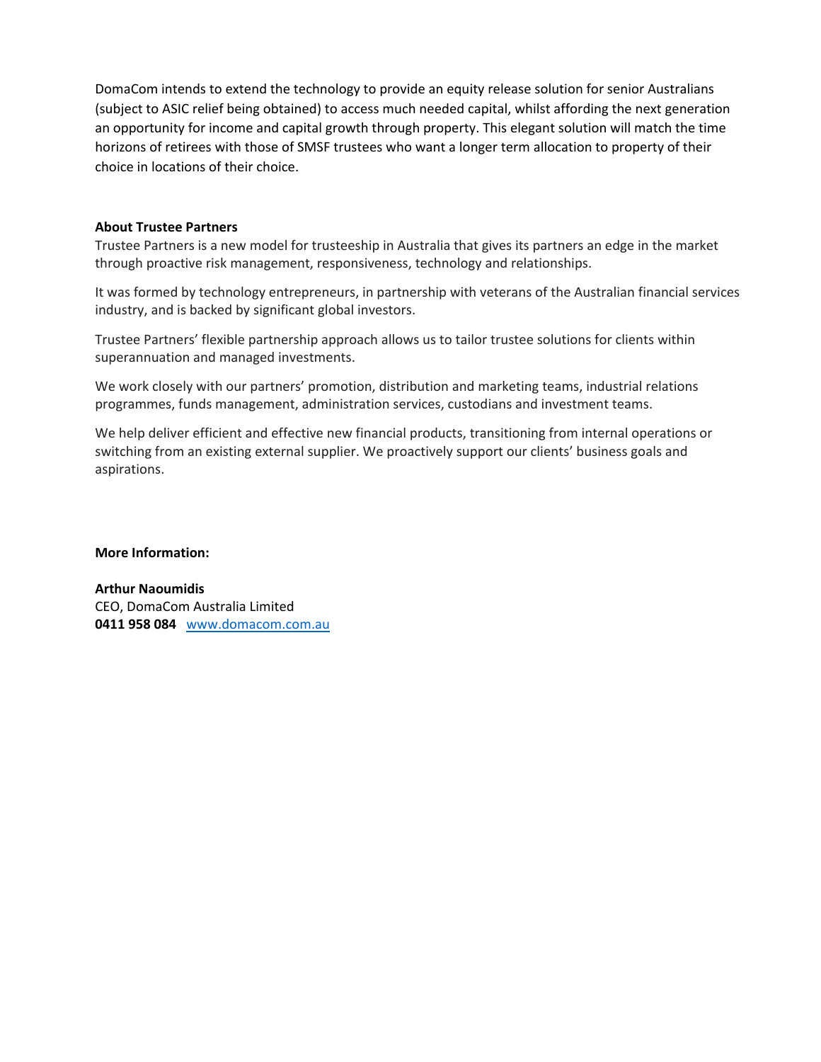DomaCom intends to extend the technology to provide an equity release solution for senior Australians (subject to ASIC relief being obtained) to access much needed capital, whilst affording the next generation an opportunity for income and capital growth through property. This elegant solution will match the time horizons of retirees with those of SMSF trustees who want a longer term allocation to property of their choice in locations of their choice.

**About Trustee Partners**

Trustee Partners is a new model for trusteeship in Australia that gives its partners an edge in the market through proactive risk management, responsiveness, technology and relationships.

It was formed by technology entrepreneurs, in partnership with veterans of the Australian financial services industry, and is backed by significant global investors.

Trustee Partners' flexible partnership approach allows us to tailor trustee solutions for clients within superannuation and managed investments.

We work closely with our partners' promotion, distribution and marketing teams, industrial relations programmes, funds management, administration services, custodians and investment teams.

We help deliver efficient and effective new financial products, transitioning from internal operations or switching from an existing external supplier. We proactively support our clients' business goals and aspirations.

**More Information:**

**Arthur Naoumidis**
CEO, DomaCom Australia Limited
**0411 958 084** www.domacom.com.au